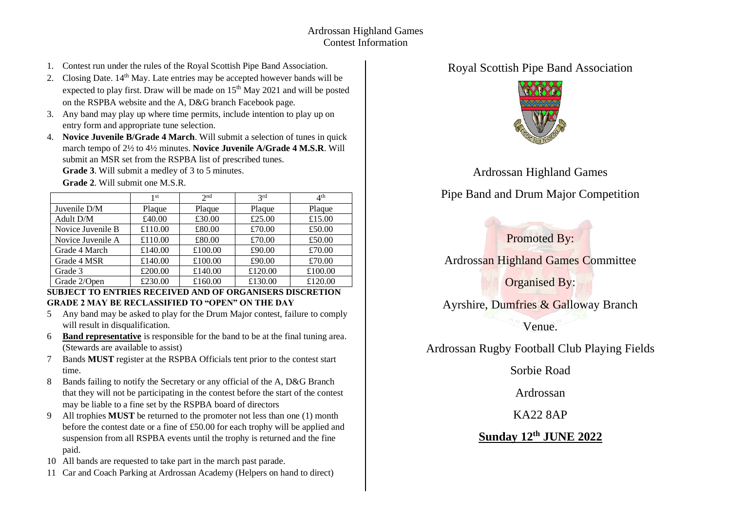# Ardrossan Highland Games
## Contest Information

1. Contest run under the rules of the Royal Scottish Pipe Band Association.
2. Closing Date. 14th May. Late entries may be accepted however bands will be expected to play first. Draw will be made on 15th May 2021 and will be posted on the RSPBA website and the A, D&G branch Facebook page.
3. Any band may play up where time permits, include intention to play up on entry form and appropriate tune selection.
4. **Novice Juvenile B/Grade 4 March**. Will submit a selection of tunes in quick march tempo of 2½ to 4½ minutes. **Novice Juvenile A/Grade 4 M.S.R**. Will submit an MSR set from the RSPBA list of prescribed tunes.
   **Grade 3**. Will submit a medley of 3 to 5 minutes.
   **Grade 2**. Will submit one M.S.R.

| | 1st | 2nd | 3rd | 4th |
|---|---|---|---|---|
| Juvenile D/M | Plaque | Plaque | Plaque | Plaque |
| Adult D/M | £40.00 | £30.00 | £25.00 | £15.00 |
| Novice Juvenile B | £110.00 | £80.00 | £70.00 | £50.00 |
| Novice Juvenile A | £110.00 | £80.00 | £70.00 | £50.00 |
| Grade 4 March | £140.00 | £100.00 | £90.00 | £70.00 |
| Grade 4 MSR | £140.00 | £100.00 | £90.00 | £70.00 |
| Grade 3 | £200.00 | £140.00 | £120.00 | £100.00 |
| Grade 2/Open | £230.00 | £160.00 | £130.00 | £120.00 |

**SUBJECT TO ENTRIES RECEIVED AND OF ORGANISERS DISCRETION**
**GRADE 2 MAY BE RECLASSIFIED TO "OPEN" ON THE DAY**

5. Any band may be asked to play for the Drum Major contest, failure to comply will result in disqualification.
6. **Band representative** is responsible for the band to be at the final tuning area. (Stewards are available to assist)
7. Bands **MUST** register at the RSPBA Officials tent prior to the contest start time.
8. Bands failing to notify the Secretary or any official of the A, D&G Branch that they will not be participating in the contest before the start of the contest may be liable to a fine set by the RSPBA board of directors
9. All trophies **MUST** be returned to the promoter not less than one (1) month before the contest date or a fine of £50.00 for each trophy will be applied and suspension from all RSPBA events until the trophy is returned and the fine paid.
10. All bands are requested to take part in the march past parade.
11. Car and Coach Parking at Ardrossan Academy (Helpers on hand to direct)

Royal Scottish Pipe Band Association

Ardrossan Highland Games

Pipe Band and Drum Major Competition

Promoted By:

Ardrossan Highland Games Committee

Organised By:

Ayrshire, Dumfries & Galloway Branch

Venue.

Ardrossan Rugby Football Club Playing Fields

Sorbie Road

Ardrossan

KA22 8AP

**Sunday 12th JUNE 2022**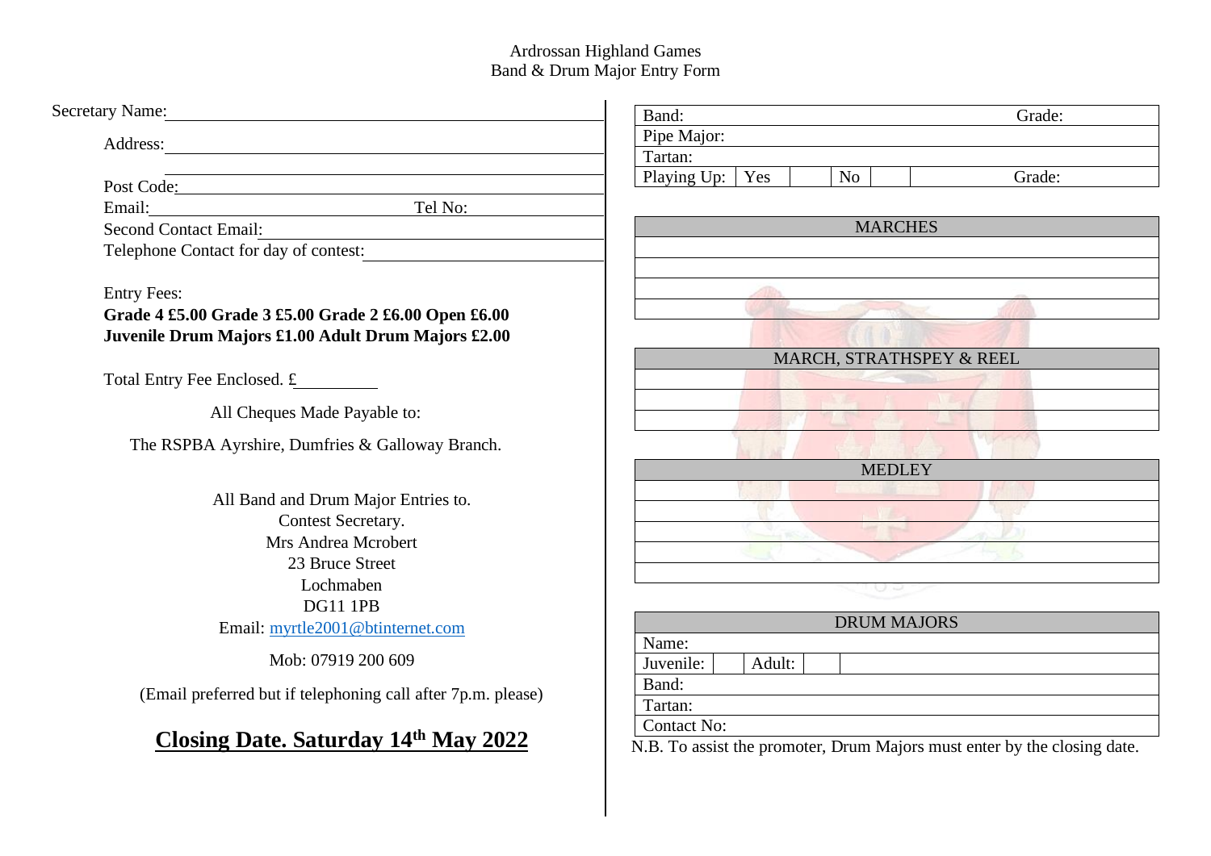Ardrossan Highland Games
Band & Drum Major Entry Form

Secretary Name: ____________________

Address: ____________________

____________________

Post Code: ____________________

Email: ____________________ Tel No: ____________________

Second Contact Email: ____________________

Telephone Contact for day of contest: ____________________

Entry Fees:

**Grade 4 £5.00 Grade 3 £5.00 Grade 2 £6.00 Open £6.00**
**Juvenile Drum Majors £1.00 Adult Drum Majors £2.00**

Total Entry Fee Enclosed. £__________

All Cheques Made Payable to:

The RSPBA Ayrshire, Dumfries & Galloway Branch.

All Band and Drum Major Entries to.
Contest Secretary.
Mrs Andrea Mcrobert
23 Bruce Street
Lochmaben
DG11 1PB
Email: myrtle2001@btinternet.com

Mob: 07919 200 609

(Email preferred but if telephoning call after 7p.m. please)

**Closing Date. Saturday 14th May 2022**

| | | | | |
|---|---|---|---|---|
| Band: | | | | Grade: |
| Pipe Major: | | | | |
| Tartan: | | | | |
| Playing Up: | Yes | | No | Grade: |

| MARCHES |
|---|
| |
| |
| |
| |

| MARCH, STRATHSPEY & REEL |
|---|
| |
| |
| |

| MEDLEY |
|---|
| |
| |
| |
| |
| |

| DRUM MAJORS | | | |
|---|---|---|---|
| Name: | | | |
| Juvenile: | | Adult: | |
| Band: | | | |
| Tartan: | | | |
| Contact No: | | | |

N.B. To assist the promoter, Drum Majors must enter by the closing date.